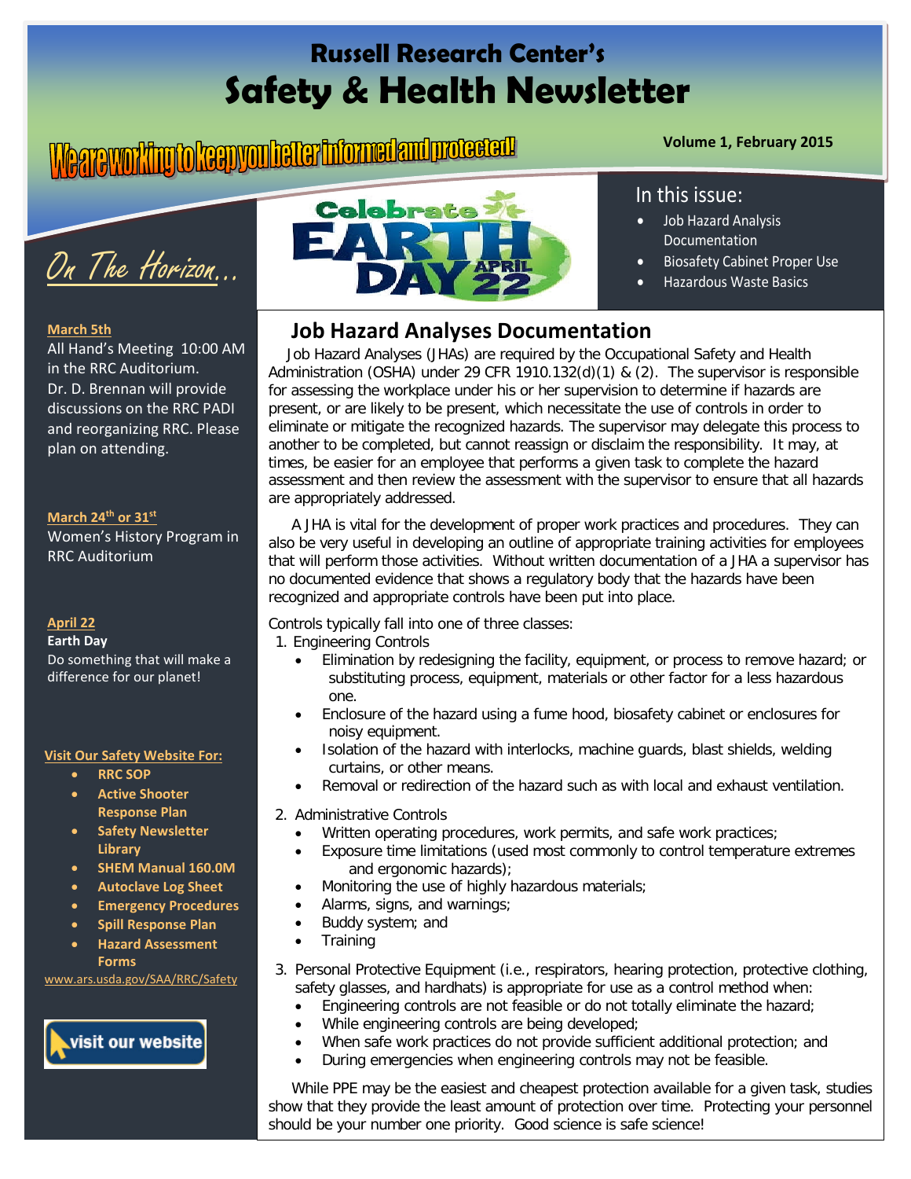# Russell Research Center's Safety & Health Newsletter

We are working to keep you better informed and protected!

Volume 1, February 2015

## In this issue:

- Job Hazard Analysis Documentation
- Biosafety Cabinet Proper Use
- Hazardous Waste Basics

## On The Horizon...

**March 5th**
All Hand's Meeting 10:00 AM in the RRC Auditorium. Dr. D. Brennan will provide discussions on the RRC PADI and reorganizing RRC. Please plan on attending.

**March 24th or 31st**
Women's History Program in RRC Auditorium

**April 22**
**Earth Day**
Do something that will make a difference for our planet!

**Visit Our Safety Website For:**

- **RRC SOP**
- **Active Shooter Response Plan**
- **Safety Newsletter Library**
- **SHEM Manual 160.0M**
- **Autoclave Log Sheet**
- **Emergency Procedures**
- **Spill Response Plan**
- **Hazard Assessment Forms**

www.ars.usda.gov/SAA/RRC/Safety

visit our website

Celebrate EARTH DAY APRIL 22

## Job Hazard Analyses Documentation

Job Hazard Analyses (JHAs) are required by the Occupational Safety and Health Administration (OSHA) under 29 CFR 1910.132(d)(1) & (2). The supervisor is responsible for assessing the workplace under his or her supervision to determine if hazards are present, or are likely to be present, which necessitate the use of controls in order to eliminate or mitigate the recognized hazards. The supervisor may delegate this process to another to be completed, but cannot reassign or disclaim the responsibility. It may, at times, be easier for an employee that performs a given task to complete the hazard assessment and then review the assessment with the supervisor to ensure that all hazards are appropriately addressed.

A JHA is vital for the development of proper work practices and procedures. They can also be very useful in developing an outline of appropriate training activities for employees that will perform those activities. Without written documentation of a JHA a supervisor has no documented evidence that shows a regulatory body that the hazards have been recognized and appropriate controls have been put into place.

Controls typically fall into one of three classes:

1. Engineering Controls
   - Elimination by redesigning the facility, equipment, or process to remove hazard; or substituting process, equipment, materials or other factor for a less hazardous one.
   - Enclosure of the hazard using a fume hood, biosafety cabinet or enclosures for noisy equipment.
   - Isolation of the hazard with interlocks, machine guards, blast shields, welding curtains, or other means.
   - Removal or redirection of the hazard such as with local and exhaust ventilation.
2. Administrative Controls
   - Written operating procedures, work permits, and safe work practices;
   - Exposure time limitations (used most commonly to control temperature extremes and ergonomic hazards);
   - Monitoring the use of highly hazardous materials;
   - Alarms, signs, and warnings;
   - Buddy system; and
   - Training
3. Personal Protective Equipment (i.e., respirators, hearing protection, protective clothing, safety glasses, and hardhats) is appropriate for use as a control method when:
   - Engineering controls are not feasible or do not totally eliminate the hazard;
   - While engineering controls are being developed;
   - When safe work practices do not provide sufficient additional protection; and
   - During emergencies when engineering controls may not be feasible.

While PPE may be the easiest and cheapest protection available for a given task, studies show that they provide the least amount of protection over time. Protecting your personnel should be your number one priority. Good science is safe science!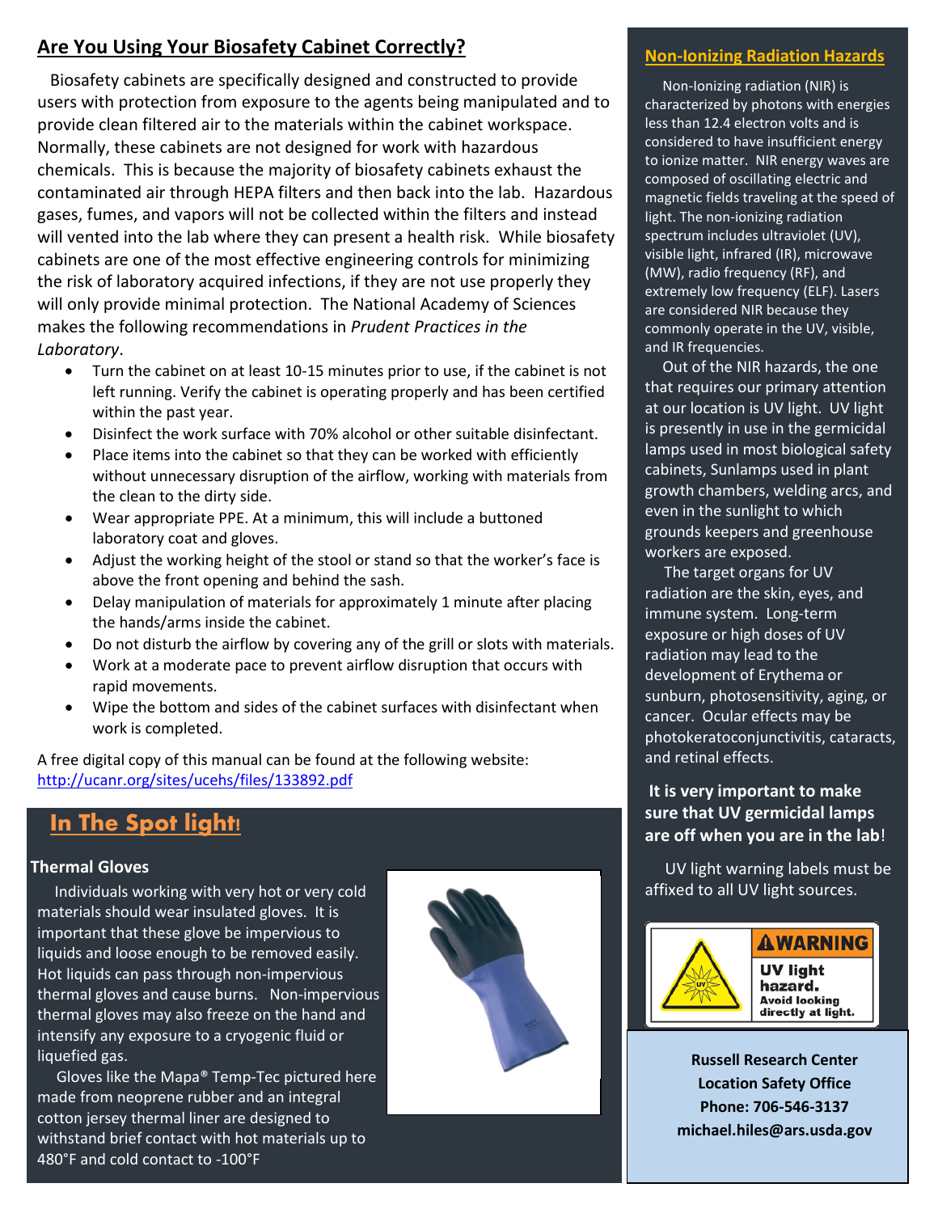## Are You Using Your Biosafety Cabinet Correctly?

Biosafety cabinets are specifically designed and constructed to provide users with protection from exposure to the agents being manipulated and to provide clean filtered air to the materials within the cabinet workspace. Normally, these cabinets are not designed for work with hazardous chemicals. This is because the majority of biosafety cabinets exhaust the contaminated air through HEPA filters and then back into the lab. Hazardous gases, fumes, and vapors will not be collected within the filters and instead will vented into the lab where they can present a health risk. While biosafety cabinets are one of the most effective engineering controls for minimizing the risk of laboratory acquired infections, if they are not use properly they will only provide minimal protection. The National Academy of Sciences makes the following recommendations in *Prudent Practices in the Laboratory*.

- Turn the cabinet on at least 10-15 minutes prior to use, if the cabinet is not left running. Verify the cabinet is operating properly and has been certified within the past year.
- Disinfect the work surface with 70% alcohol or other suitable disinfectant.
- Place items into the cabinet so that they can be worked with efficiently without unnecessary disruption of the airflow, working with materials from the clean to the dirty side.
- Wear appropriate PPE. At a minimum, this will include a buttoned laboratory coat and gloves.
- Adjust the working height of the stool or stand so that the worker's face is above the front opening and behind the sash.
- Delay manipulation of materials for approximately 1 minute after placing the hands/arms inside the cabinet.
- Do not disturb the airflow by covering any of the grill or slots with materials.
- Work at a moderate pace to prevent airflow disruption that occurs with rapid movements.
- Wipe the bottom and sides of the cabinet surfaces with disinfectant when work is completed.

A free digital copy of this manual can be found at the following website: http://ucanr.org/sites/ucehs/files/133892.pdf

## In The Spot light!

### Thermal Gloves

Individuals working with very hot or very cold materials should wear insulated gloves. It is important that these glove be impervious to liquids and loose enough to be removed easily. Hot liquids can pass through non-impervious thermal gloves and cause burns. Non-impervious thermal gloves may also freeze on the hand and intensify any exposure to a cryogenic fluid or liquefied gas.

Gloves like the Mapa® Temp-Tec pictured here made from neoprene rubber and an integral cotton jersey thermal liner are designed to withstand brief contact with hot materials up to 480°F and cold contact to -100°F

## Non-Ionizing Radiation Hazards

Non-Ionizing radiation (NIR) is characterized by photons with energies less than 12.4 electron volts and is considered to have insufficient energy to ionize matter. NIR energy waves are composed of oscillating electric and magnetic fields traveling at the speed of light. The non-ionizing radiation spectrum includes ultraviolet (UV), visible light, infrared (IR), microwave (MW), radio frequency (RF), and extremely low frequency (ELF). Lasers are considered NIR because they commonly operate in the UV, visible, and IR frequencies.

Out of the NIR hazards, the one that requires our primary attention at our location is UV light. UV light is presently in use in the germicidal lamps used in most biological safety cabinets, Sunlamps used in plant growth chambers, welding arcs, and even in the sunlight to which grounds keepers and greenhouse workers are exposed.

The target organs for UV radiation are the skin, eyes, and immune system. Long-term exposure or high doses of UV radiation may lead to the development of Erythema or sunburn, photosensitivity, aging, or cancer. Ocular effects may be photokeratoconjunctivitis, cataracts, and retinal effects.

**It is very important to make sure that UV germicidal lamps are off when you are in the lab!**

UV light warning labels must be affixed to all UV light sources.

WARNING
UV light hazard.
Avoid looking directly at light.

**Russell Research Center**
**Location Safety Office**
**Phone: 706-546-3137**
**michael.hiles@ars.usda.gov**